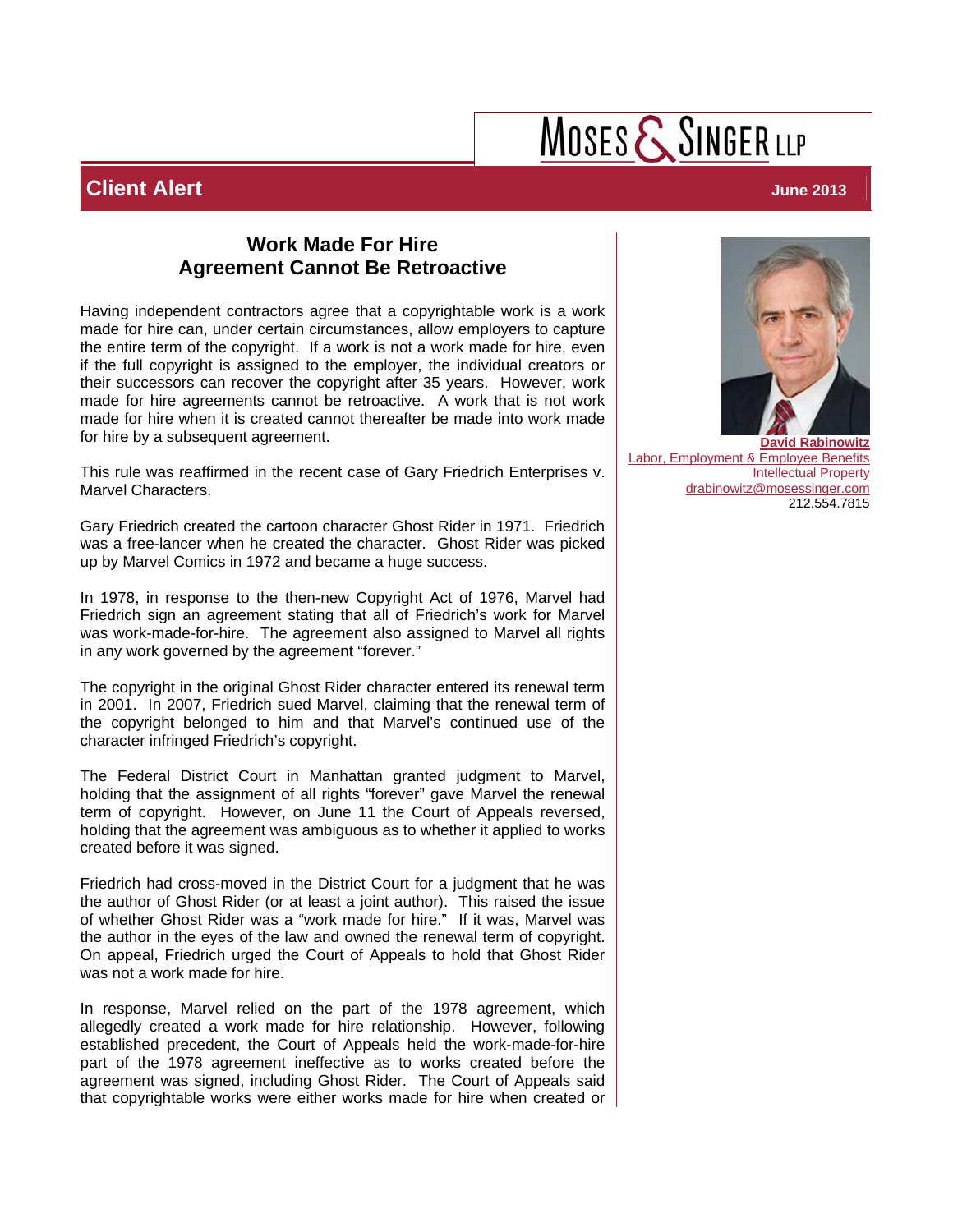**MOSES & SINGER LLP**

**Client Alert** — **June 2013**

## Work Made For Hire
## Agreement Cannot Be Retroactive

Having independent contractors agree that a copyrightable work is a work made for hire can, under certain circumstances, allow employers to capture the entire term of the copyright. If a work is not a work made for hire, even if the full copyright is assigned to the employer, the individual creators or their successors can recover the copyright after 35 years. However, work made for hire agreements cannot be retroactive. A work that is not work made for hire when it is created cannot thereafter be made into work made for hire by a subsequent agreement.

This rule was reaffirmed in the recent case of Gary Friedrich Enterprises v. Marvel Characters.

Gary Friedrich created the cartoon character Ghost Rider in 1971. Friedrich was a free-lancer when he created the character. Ghost Rider was picked up by Marvel Comics in 1972 and became a huge success.

In 1978, in response to the then-new Copyright Act of 1976, Marvel had Friedrich sign an agreement stating that all of Friedrich's work for Marvel was work-made-for-hire. The agreement also assigned to Marvel all rights in any work governed by the agreement "forever."

The copyright in the original Ghost Rider character entered its renewal term in 2001. In 2007, Friedrich sued Marvel, claiming that the renewal term of the copyright belonged to him and that Marvel's continued use of the character infringed Friedrich's copyright.

The Federal District Court in Manhattan granted judgment to Marvel, holding that the assignment of all rights "forever" gave Marvel the renewal term of copyright. However, on June 11 the Court of Appeals reversed, holding that the agreement was ambiguous as to whether it applied to works created before it was signed.

Friedrich had cross-moved in the District Court for a judgment that he was the author of Ghost Rider (or at least a joint author). This raised the issue of whether Ghost Rider was a "work made for hire." If it was, Marvel was the author in the eyes of the law and owned the renewal term of copyright. On appeal, Friedrich urged the Court of Appeals to hold that Ghost Rider was not a work made for hire.

In response, Marvel relied on the part of the 1978 agreement, which allegedly created a work made for hire relationship. However, following established precedent, the Court of Appeals held the work-made-for-hire part of the 1978 agreement ineffective as to works created before the agreement was signed, including Ghost Rider. The Court of Appeals said that copyrightable works were either works made for hire when created or

**David Rabinowitz**
Labor, Employment & Employee Benefits
Intellectual Property
drabinowitz@mosessinger.com
212.554.7815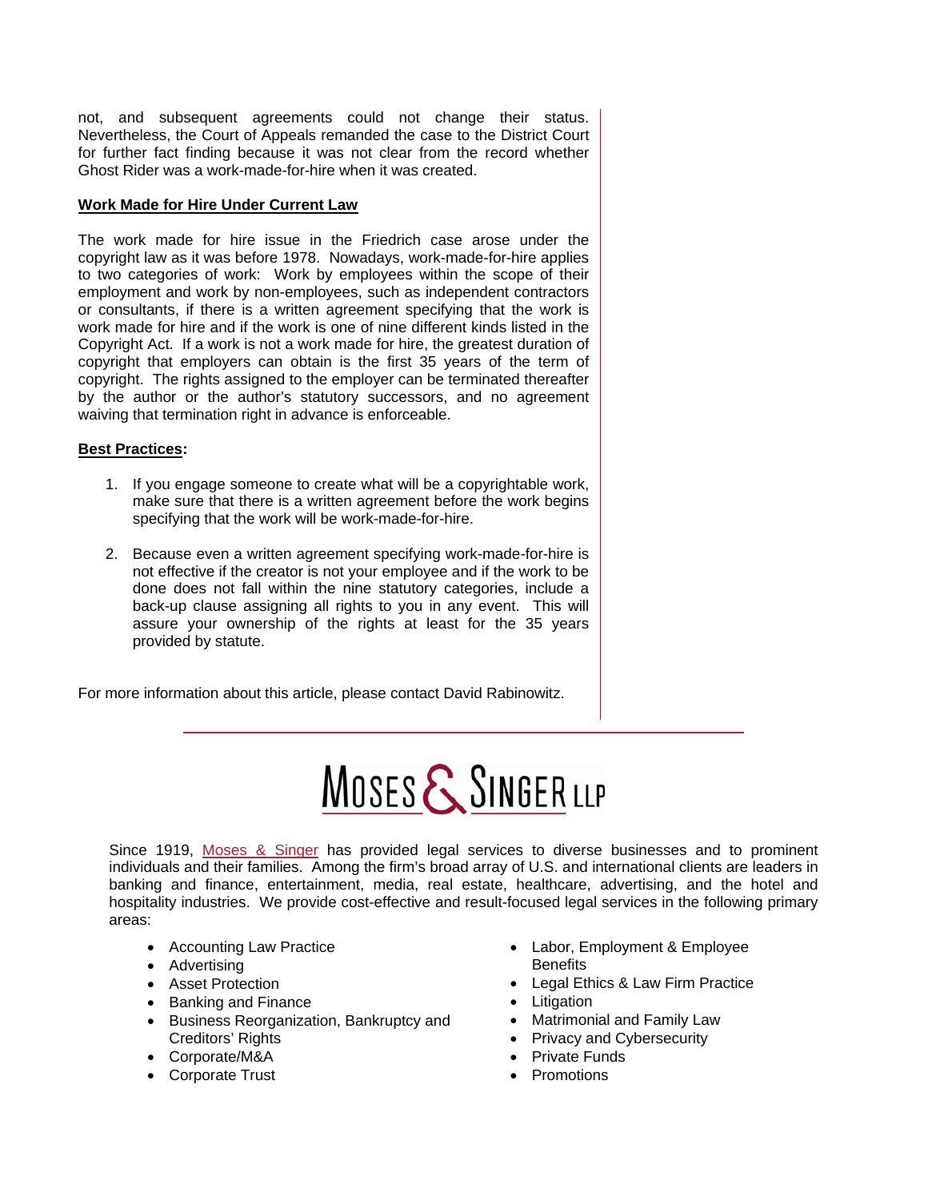not, and subsequent agreements could not change their status. Nevertheless, the Court of Appeals remanded the case to the District Court for further fact finding because it was not clear from the record whether Ghost Rider was a work-made-for-hire when it was created.

**Work Made for Hire Under Current Law**

The work made for hire issue in the Friedrich case arose under the copyright law as it was before 1978. Nowadays, work-made-for-hire applies to two categories of work: Work by employees within the scope of their employment and work by non-employees, such as independent contractors or consultants, if there is a written agreement specifying that the work is work made for hire and if the work is one of nine different kinds listed in the Copyright Act. If a work is not a work made for hire, the greatest duration of copyright that employers can obtain is the first 35 years of the term of copyright. The rights assigned to the employer can be terminated thereafter by the author or the author's statutory successors, and no agreement waiving that termination right in advance is enforceable.

**Best Practices:**

1. If you engage someone to create what will be a copyrightable work, make sure that there is a written agreement before the work begins specifying that the work will be work-made-for-hire.

2. Because even a written agreement specifying work-made-for-hire is not effective if the creator is not your employee and if the work to be done does not fall within the nine statutory categories, include a back-up clause assigning all rights to you in any event. This will assure your ownership of the rights at least for the 35 years provided by statute.

For more information about this article, please contact David Rabinowitz.

MOSES & SINGER LLP

Since 1919, Moses & Singer has provided legal services to diverse businesses and to prominent individuals and their families. Among the firm's broad array of U.S. and international clients are leaders in banking and finance, entertainment, media, real estate, healthcare, advertising, and the hotel and hospitality industries. We provide cost-effective and result-focused legal services in the following primary areas:

- Accounting Law Practice
- Advertising
- Asset Protection
- Banking and Finance
- Business Reorganization, Bankruptcy and Creditors' Rights
- Corporate/M&A
- Corporate Trust
- Labor, Employment & Employee Benefits
- Legal Ethics & Law Firm Practice
- Litigation
- Matrimonial and Family Law
- Privacy and Cybersecurity
- Private Funds
- Promotions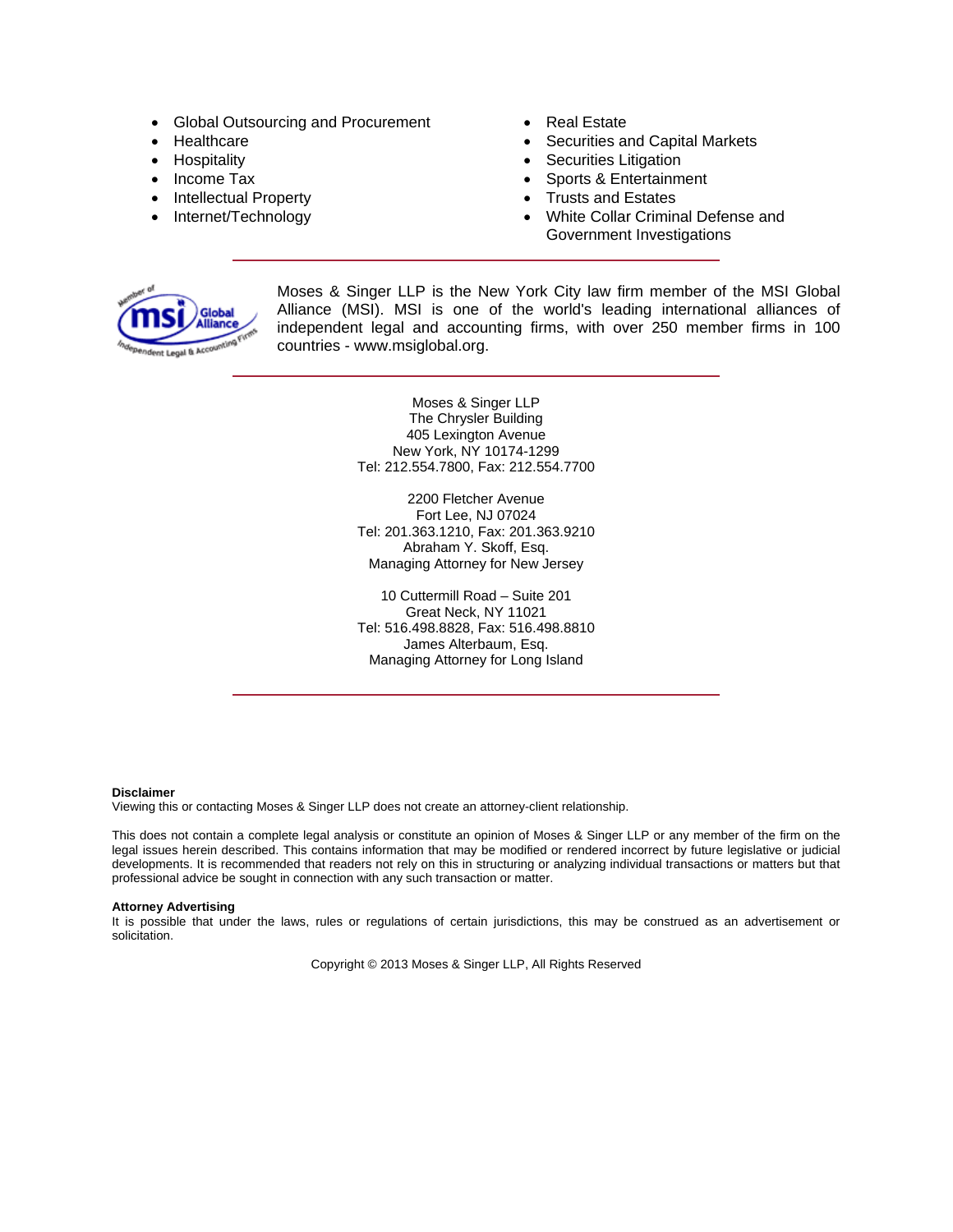- Global Outsourcing and Procurement
- Healthcare
- Hospitality
- Income Tax
- Intellectual Property
- Internet/Technology
- Real Estate
- Securities and Capital Markets
- Securities Litigation
- Sports & Entertainment
- Trusts and Estates
- White Collar Criminal Defense and Government Investigations

---

Moses & Singer LLP is the New York City law firm member of the MSI Global Alliance (MSI). MSI is one of the world's leading international alliances of independent legal and accounting firms, with over 250 member firms in 100 countries - www.msiglobal.org.

---

Moses & Singer LLP
The Chrysler Building
405 Lexington Avenue
New York, NY 10174-1299
Tel: 212.554.7800, Fax: 212.554.7700

2200 Fletcher Avenue
Fort Lee, NJ 07024
Tel: 201.363.1210, Fax: 201.363.9210
Abraham Y. Skoff, Esq.
Managing Attorney for New Jersey

10 Cuttermill Road – Suite 201
Great Neck, NY 11021
Tel: 516.498.8828, Fax: 516.498.8810
James Alterbaum, Esq.
Managing Attorney for Long Island

---

**Disclaimer**
Viewing this or contacting Moses & Singer LLP does not create an attorney-client relationship.

This does not contain a complete legal analysis or constitute an opinion of Moses & Singer LLP or any member of the firm on the legal issues herein described. This contains information that may be modified or rendered incorrect by future legislative or judicial developments. It is recommended that readers not rely on this in structuring or analyzing individual transactions or matters but that professional advice be sought in connection with any such transaction or matter.

**Attorney Advertising**
It is possible that under the laws, rules or regulations of certain jurisdictions, this may be construed as an advertisement or solicitation.

Copyright © 2013 Moses & Singer LLP, All Rights Reserved